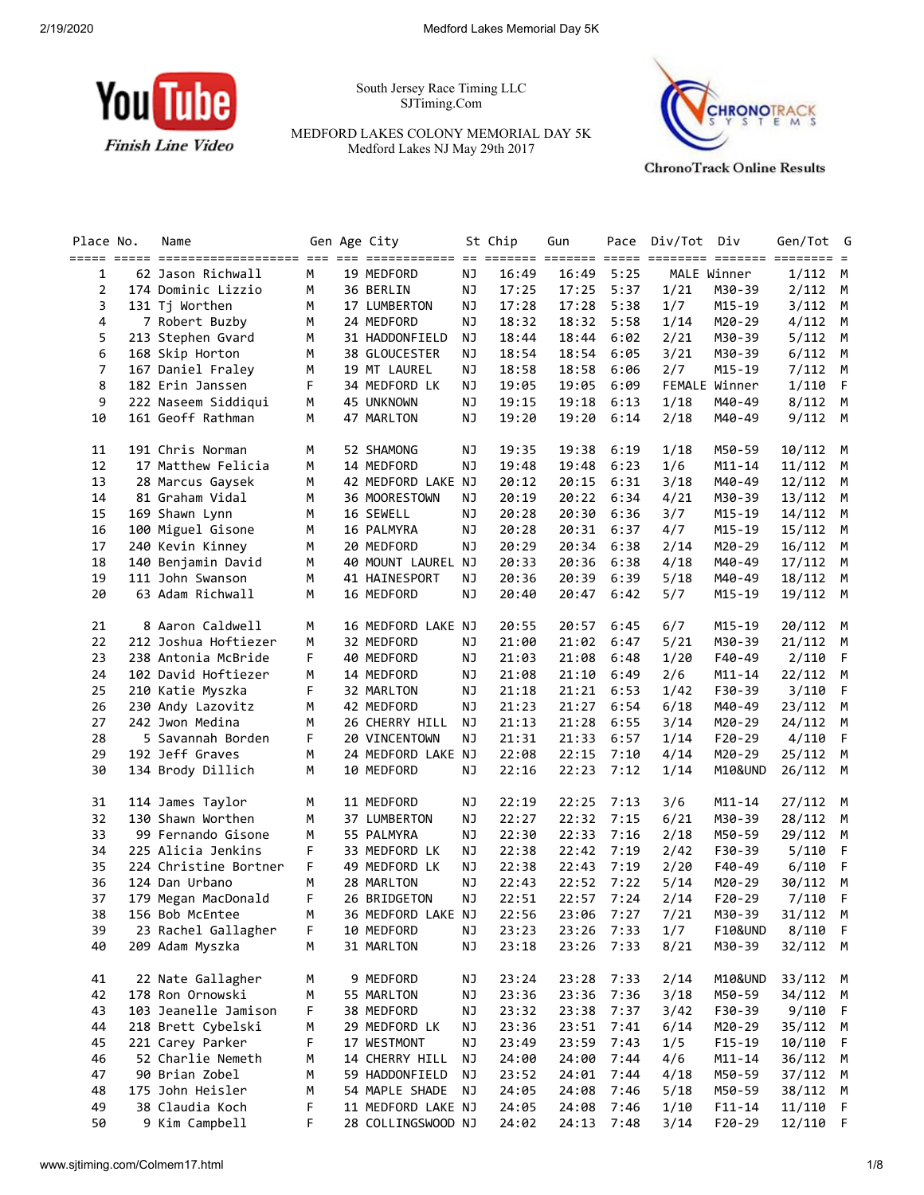South Jersey Race Timing LLC
SJTiming.Com

MEDFORD LAKES COLONY MEMORIAL DAY 5K
Medford Lakes NJ May 29th 2017

YouTube Finish Line Video

ChronoTrack Online Results

| Place | No. | Name | Gen | Age | City | St | Chip | Gun | Pace | Div/Tot | Div | Gen/Tot | G |
|---|---|---|---|---|---|---|---|---|---|---|---|---|---|
| 1 | 62 | Jason Richwall | M | 19 | MEDFORD | NJ | 16:49 | 16:49 | 5:25 | MALE | Winner | 1/112 | M |
| 2 | 174 | Dominic Lizzio | M | 36 | BERLIN | NJ | 17:25 | 17:25 | 5:37 | 1/21 | M30-39 | 2/112 | M |
| 3 | 131 | Tj Worthen | M | 17 | LUMBERTON | NJ | 17:28 | 17:28 | 5:38 | 1/7 | M15-19 | 3/112 | M |
| 4 | 7 | Robert Buzby | M | 24 | MEDFORD | NJ | 18:32 | 18:32 | 5:58 | 1/14 | M20-29 | 4/112 | M |
| 5 | 213 | Stephen Gvard | M | 31 | HADDONFIELD | NJ | 18:44 | 18:44 | 6:02 | 2/21 | M30-39 | 5/112 | M |
| 6 | 168 | Skip Horton | M | 38 | GLOUCESTER | NJ | 18:54 | 18:54 | 6:05 | 3/21 | M30-39 | 6/112 | M |
| 7 | 167 | Daniel Fraley | M | 19 | MT LAUREL | NJ | 18:58 | 18:58 | 6:06 | 2/7 | M15-19 | 7/112 | M |
| 8 | 182 | Erin Janssen | F | 34 | MEDFORD LK | NJ | 19:05 | 19:05 | 6:09 | FEMALE | Winner | 1/110 | F |
| 9 | 222 | Naseem Siddiqui | M | 45 | UNKNOWN | NJ | 19:15 | 19:18 | 6:13 | 1/18 | M40-49 | 8/112 | M |
| 10 | 161 | Geoff Rathman | M | 47 | MARLTON | NJ | 19:20 | 19:20 | 6:14 | 2/18 | M40-49 | 9/112 | M |
| 11 | 191 | Chris Norman | M | 52 | SHAMONG | NJ | 19:35 | 19:38 | 6:19 | 1/18 | M50-59 | 10/112 | M |
| 12 | 17 | Matthew Felicia | M | 14 | MEDFORD | NJ | 19:48 | 19:48 | 6:23 | 1/6 | M11-14 | 11/112 | M |
| 13 | 28 | Marcus Gaysek | M | 42 | MEDFORD LAKE | NJ | 20:12 | 20:15 | 6:31 | 3/18 | M40-49 | 12/112 | M |
| 14 | 81 | Graham Vidal | M | 36 | MOORESTOWN | NJ | 20:19 | 20:22 | 6:34 | 4/21 | M30-39 | 13/112 | M |
| 15 | 169 | Shawn Lynn | M | 16 | SEWELL | NJ | 20:28 | 20:30 | 6:36 | 3/7 | M15-19 | 14/112 | M |
| 16 | 100 | Miguel Gisone | M | 16 | PALMYRA | NJ | 20:28 | 20:31 | 6:37 | 4/7 | M15-19 | 15/112 | M |
| 17 | 240 | Kevin Kinney | M | 20 | MEDFORD | NJ | 20:29 | 20:34 | 6:38 | 2/14 | M20-29 | 16/112 | M |
| 18 | 140 | Benjamin David | M | 40 | MOUNT LAUREL | NJ | 20:33 | 20:36 | 6:38 | 4/18 | M40-49 | 17/112 | M |
| 19 | 111 | John Swanson | M | 41 | HAINESPORT | NJ | 20:36 | 20:39 | 6:39 | 5/18 | M40-49 | 18/112 | M |
| 20 | 63 | Adam Richwall | M | 16 | MEDFORD | NJ | 20:40 | 20:47 | 6:42 | 5/7 | M15-19 | 19/112 | M |
| 21 | 8 | Aaron Caldwell | M | 16 | MEDFORD LAKE | NJ | 20:55 | 20:57 | 6:45 | 6/7 | M15-19 | 20/112 | M |
| 22 | 212 | Joshua Hoftiezer | M | 32 | MEDFORD | NJ | 21:00 | 21:02 | 6:47 | 5/21 | M30-39 | 21/112 | M |
| 23 | 238 | Antonia McBride | F | 40 | MEDFORD | NJ | 21:03 | 21:08 | 6:48 | 1/20 | F40-49 | 2/110 | F |
| 24 | 102 | David Hoftiezer | M | 14 | MEDFORD | NJ | 21:08 | 21:10 | 6:49 | 2/6 | M11-14 | 22/112 | M |
| 25 | 210 | Katie Myszka | F | 32 | MARLTON | NJ | 21:18 | 21:21 | 6:53 | 1/42 | F30-39 | 3/110 | F |
| 26 | 230 | Andy Lazovitz | M | 42 | MEDFORD | NJ | 21:23 | 21:27 | 6:54 | 6/18 | M40-49 | 23/112 | M |
| 27 | 242 | Jwon Medina | M | 26 | CHERRY HILL | NJ | 21:13 | 21:28 | 6:55 | 3/14 | M20-29 | 24/112 | M |
| 28 | 5 | Savannah Borden | F | 20 | VINCENTOWN | NJ | 21:31 | 21:33 | 6:57 | 1/14 | F20-29 | 4/110 | F |
| 29 | 192 | Jeff Graves | M | 24 | MEDFORD LAKE | NJ | 22:08 | 22:15 | 7:10 | 4/14 | M20-29 | 25/112 | M |
| 30 | 134 | Brody Dillich | M | 10 | MEDFORD | NJ | 22:16 | 22:23 | 7:12 | 1/14 | M10&UND | 26/112 | M |
| 31 | 114 | James Taylor | M | 11 | MEDFORD | NJ | 22:19 | 22:25 | 7:13 | 3/6 | M11-14 | 27/112 | M |
| 32 | 130 | Shawn Worthen | M | 37 | LUMBERTON | NJ | 22:27 | 22:32 | 7:15 | 6/21 | M30-39 | 28/112 | M |
| 33 | 99 | Fernando Gisone | M | 55 | PALMYRA | NJ | 22:30 | 22:33 | 7:16 | 2/18 | M50-59 | 29/112 | M |
| 34 | 225 | Alicia Jenkins | F | 33 | MEDFORD LK | NJ | 22:38 | 22:42 | 7:19 | 2/42 | F30-39 | 5/110 | F |
| 35 | 224 | Christine Bortner | F | 49 | MEDFORD LK | NJ | 22:38 | 22:43 | 7:19 | 2/20 | F40-49 | 6/110 | F |
| 36 | 124 | Dan Urbano | M | 28 | MARLTON | NJ | 22:43 | 22:52 | 7:22 | 5/14 | M20-29 | 30/112 | M |
| 37 | 179 | Megan MacDonald | F | 26 | BRIDGETON | NJ | 22:51 | 22:57 | 7:24 | 2/14 | F20-29 | 7/110 | F |
| 38 | 156 | Bob McEntee | M | 36 | MEDFORD LAKE | NJ | 22:56 | 23:06 | 7:27 | 7/21 | M30-39 | 31/112 | M |
| 39 | 23 | Rachel Gallagher | F | 10 | MEDFORD | NJ | 23:23 | 23:26 | 7:33 | 1/7 | F10&UND | 8/110 | F |
| 40 | 209 | Adam Myszka | M | 31 | MARLTON | NJ | 23:18 | 23:26 | 7:33 | 8/21 | M30-39 | 32/112 | M |
| 41 | 22 | Nate Gallagher | M | 9 | MEDFORD | NJ | 23:24 | 23:28 | 7:33 | 2/14 | M10&UND | 33/112 | M |
| 42 | 178 | Ron Ornowski | M | 55 | MARLTON | NJ | 23:36 | 23:36 | 7:36 | 3/18 | M50-59 | 34/112 | M |
| 43 | 103 | Jeanelle Jamison | F | 38 | MEDFORD | NJ | 23:32 | 23:38 | 7:37 | 3/42 | F30-39 | 9/110 | F |
| 44 | 218 | Brett Cybelski | M | 29 | MEDFORD LK | NJ | 23:36 | 23:51 | 7:41 | 6/14 | M20-29 | 35/112 | M |
| 45 | 221 | Carey Parker | F | 17 | WESTMONT | NJ | 23:49 | 23:59 | 7:43 | 1/5 | F15-19 | 10/110 | F |
| 46 | 52 | Charlie Nemeth | M | 14 | CHERRY HILL | NJ | 24:00 | 24:00 | 7:44 | 4/6 | M11-14 | 36/112 | M |
| 47 | 90 | Brian Zobel | M | 59 | HADDONFIELD | NJ | 23:52 | 24:01 | 7:44 | 4/18 | M50-59 | 37/112 | M |
| 48 | 175 | John Heisler | M | 54 | MAPLE SHADE | NJ | 24:05 | 24:08 | 7:46 | 5/18 | M50-59 | 38/112 | M |
| 49 | 38 | Claudia Koch | F | 11 | MEDFORD LAKE | NJ | 24:05 | 24:08 | 7:46 | 1/10 | F11-14 | 11/110 | F |
| 50 | 9 | Kim Campbell | F | 28 | COLLINGSWOOD | NJ | 24:02 | 24:13 | 7:48 | 3/14 | F20-29 | 12/110 | F |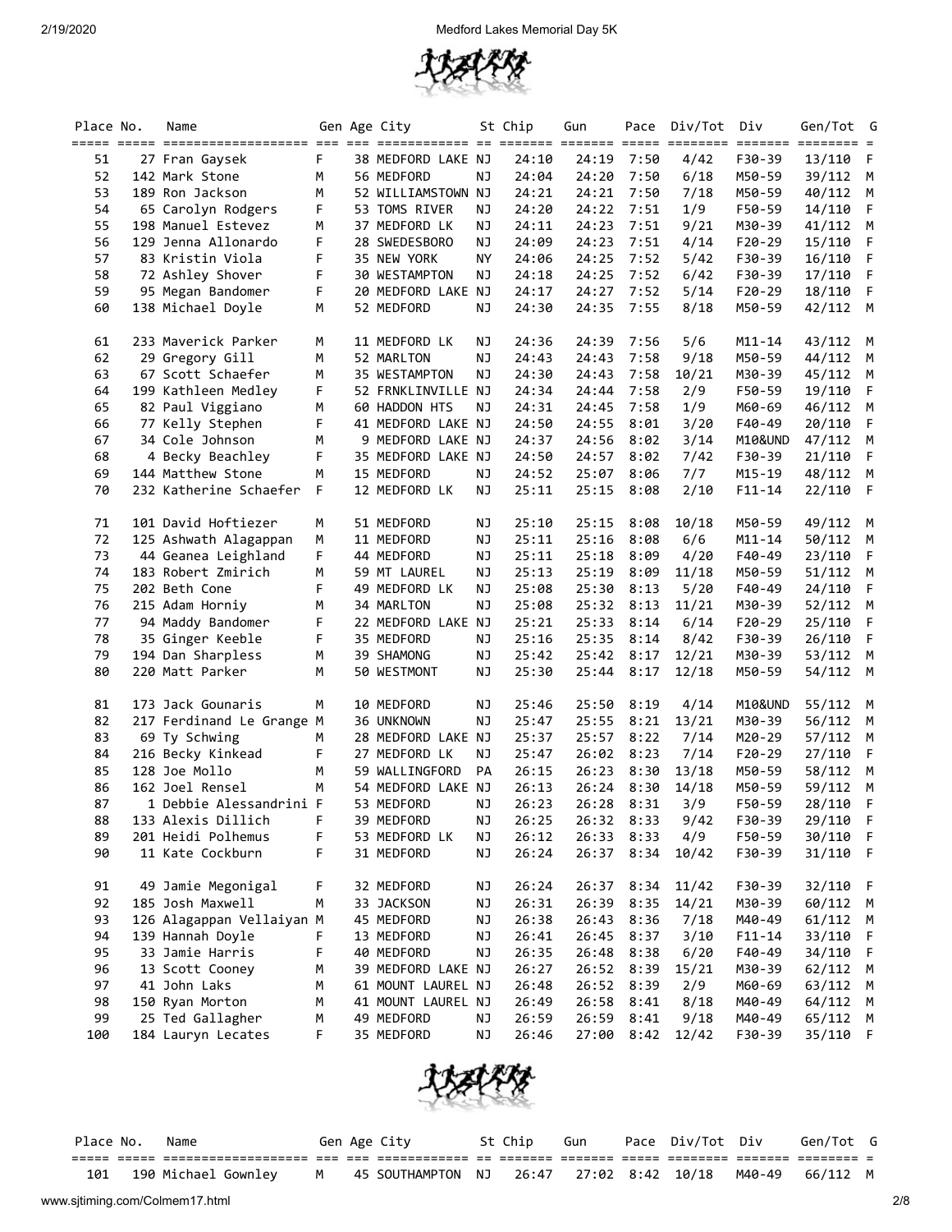| Place | No. | Name | Gen | Age | City | St | Chip | Gun | Pace | Div/Tot | Div | Gen/Tot | G |
|---|---|---|---|---|---|---|---|---|---|---|---|---|---|
| 51 | 27 | Fran Gaysek | F | 38 | MEDFORD LAKE | NJ | 24:10 | 24:19 | 7:50 | 4/42 | F30-39 | 13/110 | F |
| 52 | 142 | Mark Stone | M | 56 | MEDFORD | NJ | 24:04 | 24:20 | 7:50 | 6/18 | M50-59 | 39/112 | M |
| 53 | 189 | Ron Jackson | M | 52 | WILLIAMSTOWN | NJ | 24:21 | 24:21 | 7:50 | 7/18 | M50-59 | 40/112 | M |
| 54 | 65 | Carolyn Rodgers | F | 53 | TOMS RIVER | NJ | 24:20 | 24:22 | 7:51 | 1/9 | F50-59 | 14/110 | F |
| 55 | 198 | Manuel Estevez | M | 37 | MEDFORD LK | NJ | 24:11 | 24:23 | 7:51 | 9/21 | M30-39 | 41/112 | M |
| 56 | 129 | Jenna Allonardo | F | 28 | SWEDESBORO | NJ | 24:09 | 24:23 | 7:51 | 4/14 | F20-29 | 15/110 | F |
| 57 | 83 | Kristin Viola | F | 35 | NEW YORK | NY | 24:06 | 24:25 | 7:52 | 5/42 | F30-39 | 16/110 | F |
| 58 | 72 | Ashley Shover | F | 30 | WESTAMPTON | NJ | 24:18 | 24:25 | 7:52 | 6/42 | F30-39 | 17/110 | F |
| 59 | 95 | Megan Bandomer | F | 20 | MEDFORD LAKE | NJ | 24:17 | 24:27 | 7:52 | 5/14 | F20-29 | 18/110 | F |
| 60 | 138 | Michael Doyle | M | 52 | MEDFORD | NJ | 24:30 | 24:35 | 7:55 | 8/18 | M50-59 | 42/112 | M |
| 61 | 233 | Maverick Parker | M | 11 | MEDFORD LK | NJ | 24:36 | 24:39 | 7:56 | 5/6 | M11-14 | 43/112 | M |
| 62 | 29 | Gregory Gill | M | 52 | MARLTON | NJ | 24:43 | 24:43 | 7:58 | 9/18 | M50-59 | 44/112 | M |
| 63 | 67 | Scott Schaefer | M | 35 | WESTAMPTON | NJ | 24:30 | 24:43 | 7:58 | 10/21 | M30-39 | 45/112 | M |
| 64 | 199 | Kathleen Medley | F | 52 | FRNKLINVILLE | NJ | 24:34 | 24:44 | 7:58 | 2/9 | F50-59 | 19/110 | F |
| 65 | 82 | Paul Viggiano | M | 60 | HADDON HTS | NJ | 24:31 | 24:45 | 7:58 | 1/9 | M60-69 | 46/112 | M |
| 66 | 77 | Kelly Stephen | F | 41 | MEDFORD LAKE | NJ | 24:50 | 24:55 | 8:01 | 3/20 | F40-49 | 20/110 | F |
| 67 | 34 | Cole Johnson | M | 9 | MEDFORD LAKE | NJ | 24:37 | 24:56 | 8:02 | 3/14 | M10&UND | 47/112 | M |
| 68 | 4 | Becky Beachley | F | 35 | MEDFORD LAKE | NJ | 24:50 | 24:57 | 8:02 | 7/42 | F30-39 | 21/110 | F |
| 69 | 144 | Matthew Stone | M | 15 | MEDFORD | NJ | 24:52 | 25:07 | 8:06 | 7/7 | M15-19 | 48/112 | M |
| 70 | 232 | Katherine Schaefer | F | 12 | MEDFORD LK | NJ | 25:11 | 25:15 | 8:08 | 2/10 | F11-14 | 22/110 | F |
| 71 | 101 | David Hoftiezer | M | 51 | MEDFORD | NJ | 25:10 | 25:15 | 8:08 | 10/18 | M50-59 | 49/112 | M |
| 72 | 125 | Ashwath Alagappan | M | 11 | MEDFORD | NJ | 25:11 | 25:16 | 8:08 | 6/6 | M11-14 | 50/112 | M |
| 73 | 44 | Geanea Leighland | F | 44 | MEDFORD | NJ | 25:11 | 25:18 | 8:09 | 4/20 | F40-49 | 23/110 | F |
| 74 | 183 | Robert Zmirich | M | 59 | MT LAUREL | NJ | 25:13 | 25:19 | 8:09 | 11/18 | M50-59 | 51/112 | M |
| 75 | 202 | Beth Cone | F | 49 | MEDFORD LK | NJ | 25:08 | 25:30 | 8:13 | 5/20 | F40-49 | 24/110 | F |
| 76 | 215 | Adam Horniy | M | 34 | MARLTON | NJ | 25:08 | 25:32 | 8:13 | 11/21 | M30-39 | 52/112 | M |
| 77 | 94 | Maddy Bandomer | F | 22 | MEDFORD LAKE | NJ | 25:21 | 25:33 | 8:14 | 6/14 | F20-29 | 25/110 | F |
| 78 | 35 | Ginger Keeble | F | 35 | MEDFORD | NJ | 25:16 | 25:35 | 8:14 | 8/42 | F30-39 | 26/110 | F |
| 79 | 194 | Dan Sharpless | M | 39 | SHAMONG | NJ | 25:42 | 25:42 | 8:17 | 12/21 | M30-39 | 53/112 | M |
| 80 | 220 | Matt Parker | M | 50 | WESTMONT | NJ | 25:30 | 25:44 | 8:17 | 12/18 | M50-59 | 54/112 | M |
| 81 | 173 | Jack Gounaris | M | 10 | MEDFORD | NJ | 25:46 | 25:50 | 8:19 | 4/14 | M10&UND | 55/112 | M |
| 82 | 217 | Ferdinand Le Grange | M | 36 | UNKNOWN | NJ | 25:47 | 25:55 | 8:21 | 13/21 | M30-39 | 56/112 | M |
| 83 | 69 | Ty Schwing | M | 28 | MEDFORD LAKE | NJ | 25:37 | 25:57 | 8:22 | 7/14 | M20-29 | 57/112 | M |
| 84 | 216 | Becky Kinkead | F | 27 | MEDFORD LK | NJ | 25:47 | 26:02 | 8:23 | 7/14 | F20-29 | 27/110 | F |
| 85 | 128 | Joe Mollo | M | 59 | WALLINGFORD | PA | 26:15 | 26:23 | 8:30 | 13/18 | M50-59 | 58/112 | M |
| 86 | 162 | Joel Rensel | M | 54 | MEDFORD LAKE | NJ | 26:13 | 26:24 | 8:30 | 14/18 | M50-59 | 59/112 | M |
| 87 | 1 | Debbie Alessandrini | F | 53 | MEDFORD | NJ | 26:23 | 26:28 | 8:31 | 3/9 | F50-59 | 28/110 | F |
| 88 | 133 | Alexis Dillich | F | 39 | MEDFORD | NJ | 26:25 | 26:32 | 8:33 | 9/42 | F30-39 | 29/110 | F |
| 89 | 201 | Heidi Polhemus | F | 53 | MEDFORD LK | NJ | 26:12 | 26:33 | 8:33 | 4/9 | F50-59 | 30/110 | F |
| 90 | 11 | Kate Cockburn | F | 31 | MEDFORD | NJ | 26:24 | 26:37 | 8:34 | 10/42 | F30-39 | 31/110 | F |
| 91 | 49 | Jamie Megonigal | F | 32 | MEDFORD | NJ | 26:24 | 26:37 | 8:34 | 11/42 | F30-39 | 32/110 | F |
| 92 | 185 | Josh Maxwell | M | 33 | JACKSON | NJ | 26:31 | 26:39 | 8:35 | 14/21 | M30-39 | 60/112 | M |
| 93 | 126 | Alagappan Vellaiyan | M | 45 | MEDFORD | NJ | 26:38 | 26:43 | 8:36 | 7/18 | M40-49 | 61/112 | M |
| 94 | 139 | Hannah Doyle | F | 13 | MEDFORD | NJ | 26:41 | 26:45 | 8:37 | 3/10 | F11-14 | 33/110 | F |
| 95 | 33 | Jamie Harris | F | 40 | MEDFORD | NJ | 26:35 | 26:48 | 8:38 | 6/20 | F40-49 | 34/110 | F |
| 96 | 13 | Scott Cooney | M | 39 | MEDFORD LAKE | NJ | 26:27 | 26:52 | 8:39 | 15/21 | M30-39 | 62/112 | M |
| 97 | 41 | John Laks | M | 61 | MOUNT LAUREL | NJ | 26:48 | 26:52 | 8:39 | 2/9 | M60-69 | 63/112 | M |
| 98 | 150 | Ryan Morton | M | 41 | MOUNT LAUREL | NJ | 26:49 | 26:58 | 8:41 | 8/18 | M40-49 | 64/112 | M |
| 99 | 25 | Ted Gallagher | M | 49 | MEDFORD | NJ | 26:59 | 26:59 | 8:41 | 9/18 | M40-49 | 65/112 | M |
| 100 | 184 | Lauryn Lecates | F | 35 | MEDFORD | NJ | 26:46 | 27:00 | 8:42 | 12/42 | F30-39 | 35/110 | F |
| 101 | 190 | Michael Gownley | M | 45 | SOUTHAMPTON | NJ | 26:47 | 27:02 | 8:42 | 10/18 | M40-49 | 66/112 | M |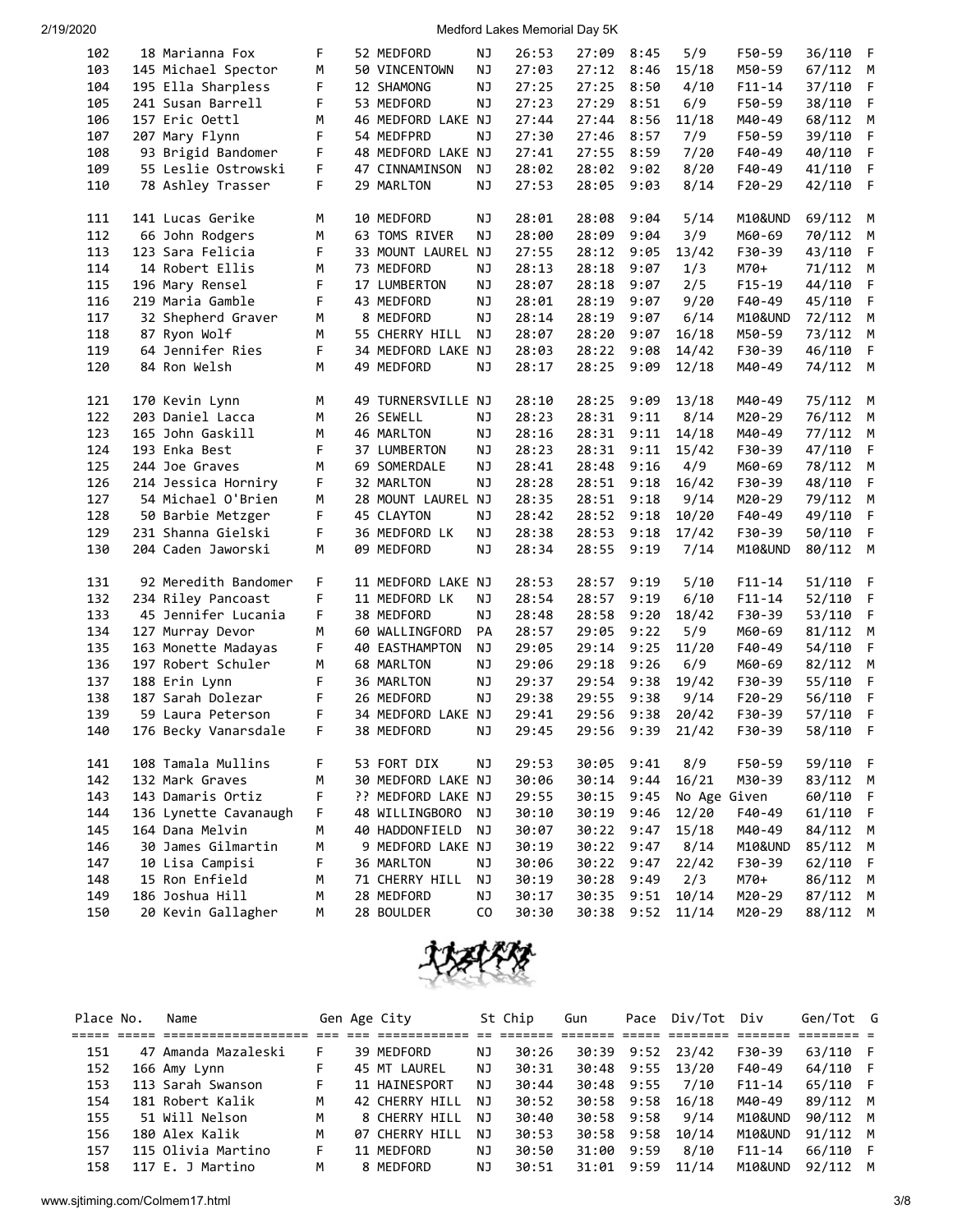| Place | No. | Name | Gen | Age | City | St | Chip | Gun | Pace | Div/Tot | Div | Gen/Tot | G |
|---|---|---|---|---|---|---|---|---|---|---|---|---|---|
| 102 | 18 | Marianna Fox | F | 52 | MEDFORD | NJ | 26:53 | 27:09 | 8:45 | 5/9 | F50-59 | 36/110 | F |
| 103 | 145 | Michael Spector | M | 50 | VINCENTOWN | NJ | 27:03 | 27:12 | 8:46 | 15/18 | M50-59 | 67/112 | M |
| 104 | 195 | Ella Sharpless | F | 12 | SHAMONG | NJ | 27:25 | 27:25 | 8:50 | 4/10 | F11-14 | 37/110 | F |
| 105 | 241 | Susan Barrell | F | 53 | MEDFORD | NJ | 27:23 | 27:29 | 8:51 | 6/9 | F50-59 | 38/110 | F |
| 106 | 157 | Eric Oettl | M | 46 | MEDFORD LAKE | NJ | 27:44 | 27:44 | 8:56 | 11/18 | M40-49 | 68/112 | M |
| 107 | 207 | Mary Flynn | F | 54 | MEDFPRD | NJ | 27:30 | 27:46 | 8:57 | 7/9 | F50-59 | 39/110 | F |
| 108 | 93 | Brigid Bandomer | F | 48 | MEDFORD LAKE | NJ | 27:41 | 27:55 | 8:59 | 7/20 | F40-49 | 40/110 | F |
| 109 | 55 | Leslie Ostrowski | F | 47 | CINNAMINSON | NJ | 28:02 | 28:02 | 9:02 | 8/20 | F40-49 | 41/110 | F |
| 110 | 78 | Ashley Trasser | F | 29 | MARLTON | NJ | 27:53 | 28:05 | 9:03 | 8/14 | F20-29 | 42/110 | F |
| 111 | 141 | Lucas Gerike | M | 10 | MEDFORD | NJ | 28:01 | 28:08 | 9:04 | 5/14 | M10&UND | 69/112 | M |
| 112 | 66 | John Rodgers | M | 63 | TOMS RIVER | NJ | 28:00 | 28:09 | 9:04 | 3/9 | M60-69 | 70/112 | M |
| 113 | 123 | Sara Felicia | F | 33 | MOUNT LAUREL | NJ | 27:55 | 28:12 | 9:05 | 13/42 | F30-39 | 43/110 | F |
| 114 | 14 | Robert Ellis | M | 73 | MEDFORD | NJ | 28:13 | 28:18 | 9:07 | 1/3 | M70+ | 71/112 | M |
| 115 | 196 | Mary Rensel | F | 17 | LUMBERTON | NJ | 28:07 | 28:18 | 9:07 | 2/5 | F15-19 | 44/110 | F |
| 116 | 219 | Maria Gamble | F | 43 | MEDFORD | NJ | 28:01 | 28:19 | 9:07 | 9/20 | F40-49 | 45/110 | F |
| 117 | 32 | Shepherd Graver | M | 8 | MEDFORD | NJ | 28:14 | 28:19 | 9:07 | 6/14 | M10&UND | 72/112 | M |
| 118 | 87 | Ryon Wolf | M | 55 | CHERRY HILL | NJ | 28:07 | 28:20 | 9:07 | 16/18 | M50-59 | 73/112 | M |
| 119 | 64 | Jennifer Ries | F | 34 | MEDFORD LAKE | NJ | 28:03 | 28:22 | 9:08 | 14/42 | F30-39 | 46/110 | F |
| 120 | 84 | Ron Welsh | M | 49 | MEDFORD | NJ | 28:17 | 28:25 | 9:09 | 12/18 | M40-49 | 74/112 | M |
| 121 | 170 | Kevin Lynn | M | 49 | TURNERSVILLE | NJ | 28:10 | 28:25 | 9:09 | 13/18 | M40-49 | 75/112 | M |
| 122 | 203 | Daniel Lacca | M | 26 | SEWELL | NJ | 28:23 | 28:31 | 9:11 | 8/14 | M20-29 | 76/112 | M |
| 123 | 165 | John Gaskill | M | 46 | MARLTON | NJ | 28:16 | 28:31 | 9:11 | 14/18 | M40-49 | 77/112 | M |
| 124 | 193 | Enka Best | F | 37 | LUMBERTON | NJ | 28:23 | 28:31 | 9:11 | 15/42 | F30-39 | 47/110 | F |
| 125 | 244 | Joe Graves | M | 69 | SOMERDALE | NJ | 28:41 | 28:48 | 9:16 | 4/9 | M60-69 | 78/112 | M |
| 126 | 214 | Jessica Horniry | F | 32 | MARLTON | NJ | 28:28 | 28:51 | 9:18 | 16/42 | F30-39 | 48/110 | F |
| 127 | 54 | Michael O'Brien | M | 28 | MOUNT LAUREL | NJ | 28:35 | 28:51 | 9:18 | 9/14 | M20-29 | 79/112 | M |
| 128 | 50 | Barbie Metzger | F | 45 | CLAYTON | NJ | 28:42 | 28:52 | 9:18 | 10/20 | F40-49 | 49/110 | F |
| 129 | 231 | Shanna Gielski | F | 36 | MEDFORD LK | NJ | 28:38 | 28:53 | 9:18 | 17/42 | F30-39 | 50/110 | F |
| 130 | 204 | Caden Jaworski | M | 09 | MEDFORD | NJ | 28:34 | 28:55 | 9:19 | 7/14 | M10&UND | 80/112 | M |
| 131 | 92 | Meredith Bandomer | F | 11 | MEDFORD LAKE | NJ | 28:53 | 28:57 | 9:19 | 5/10 | F11-14 | 51/110 | F |
| 132 | 234 | Riley Pancoast | F | 11 | MEDFORD LK | NJ | 28:54 | 28:57 | 9:19 | 6/10 | F11-14 | 52/110 | F |
| 133 | 45 | Jennifer Lucania | F | 38 | MEDFORD | NJ | 28:48 | 28:58 | 9:20 | 18/42 | F30-39 | 53/110 | F |
| 134 | 127 | Murray Devor | M | 60 | WALLINGFORD | PA | 28:57 | 29:05 | 9:22 | 5/9 | M60-69 | 81/112 | M |
| 135 | 163 | Monette Madayas | F | 40 | EASTHAMPTON | NJ | 29:05 | 29:14 | 9:25 | 11/20 | F40-49 | 54/110 | F |
| 136 | 197 | Robert Schuler | M | 68 | MARLTON | NJ | 29:06 | 29:18 | 9:26 | 6/9 | M60-69 | 82/112 | M |
| 137 | 188 | Erin Lynn | F | 36 | MARLTON | NJ | 29:37 | 29:54 | 9:38 | 19/42 | F30-39 | 55/110 | F |
| 138 | 187 | Sarah Dolezar | F | 26 | MEDFORD | NJ | 29:38 | 29:55 | 9:38 | 9/14 | F20-29 | 56/110 | F |
| 139 | 59 | Laura Peterson | F | 34 | MEDFORD LAKE | NJ | 29:41 | 29:56 | 9:38 | 20/42 | F30-39 | 57/110 | F |
| 140 | 176 | Becky Vanarsdale | F | 38 | MEDFORD | NJ | 29:45 | 29:56 | 9:39 | 21/42 | F30-39 | 58/110 | F |
| 141 | 108 | Tamala Mullins | F | 53 | FORT DIX | NJ | 29:53 | 30:05 | 9:41 | 8/9 | F50-59 | 59/110 | F |
| 142 | 132 | Mark Graves | M | 30 | MEDFORD LAKE | NJ | 30:06 | 30:14 | 9:44 | 16/21 | M30-39 | 83/112 | M |
| 143 | 143 | Damaris Ortiz | F | ?? | MEDFORD LAKE | NJ | 29:55 | 30:15 | 9:45 | No Age Given | | 60/110 | F |
| 144 | 136 | Lynette Cavanaugh | F | 48 | WILLINGBORO | NJ | 30:10 | 30:19 | 9:46 | 12/20 | F40-49 | 61/110 | F |
| 145 | 164 | Dana Melvin | M | 40 | HADDONFIELD | NJ | 30:07 | 30:22 | 9:47 | 15/18 | M40-49 | 84/112 | M |
| 146 | 30 | James Gilmartin | M | 9 | MEDFORD LAKE | NJ | 30:19 | 30:22 | 9:47 | 8/14 | M10&UND | 85/112 | M |
| 147 | 10 | Lisa Campisi | F | 36 | MARLTON | NJ | 30:06 | 30:22 | 9:47 | 22/42 | F30-39 | 62/110 | F |
| 148 | 15 | Ron Enfield | M | 71 | CHERRY HILL | NJ | 30:19 | 30:28 | 9:49 | 2/3 | M70+ | 86/112 | M |
| 149 | 186 | Joshua Hill | M | 28 | MEDFORD | NJ | 30:17 | 30:35 | 9:51 | 10/14 | M20-29 | 87/112 | M |
| 150 | 20 | Kevin Gallagher | M | 28 | BOULDER | CO | 30:30 | 30:38 | 9:52 | 11/14 | M20-29 | 88/112 | M |

| Place | No. | Name | Gen | Age | City | St | Chip | Gun | Pace | Div/Tot | Div | Gen/Tot | G |
|---|---|---|---|---|---|---|---|---|---|---|---|---|---|
| 151 | 47 | Amanda Mazaleski | F | 39 | MEDFORD | NJ | 30:26 | 30:39 | 9:52 | 23/42 | F30-39 | 63/110 | F |
| 152 | 166 | Amy Lynn | F | 45 | MT LAUREL | NJ | 30:31 | 30:48 | 9:55 | 13/20 | F40-49 | 64/110 | F |
| 153 | 113 | Sarah Swanson | F | 11 | HAINESPORT | NJ | 30:44 | 30:48 | 9:55 | 7/10 | F11-14 | 65/110 | F |
| 154 | 181 | Robert Kalik | M | 42 | CHERRY HILL | NJ | 30:52 | 30:58 | 9:58 | 16/18 | M40-49 | 89/112 | M |
| 155 | 51 | Will Nelson | M | 8 | CHERRY HILL | NJ | 30:40 | 30:58 | 9:58 | 9/14 | M10&UND | 90/112 | M |
| 156 | 180 | Alex Kalik | M | 07 | CHERRY HILL | NJ | 30:53 | 30:58 | 9:58 | 10/14 | M10&UND | 91/112 | M |
| 157 | 115 | Olivia Martino | F | 11 | MEDFORD | NJ | 30:50 | 31:00 | 9:59 | 8/10 | F11-14 | 66/110 | F |
| 158 | 117 | E. J Martino | M | 8 | MEDFORD | NJ | 30:51 | 31:01 | 9:59 | 11/14 | M10&UND | 92/112 | M |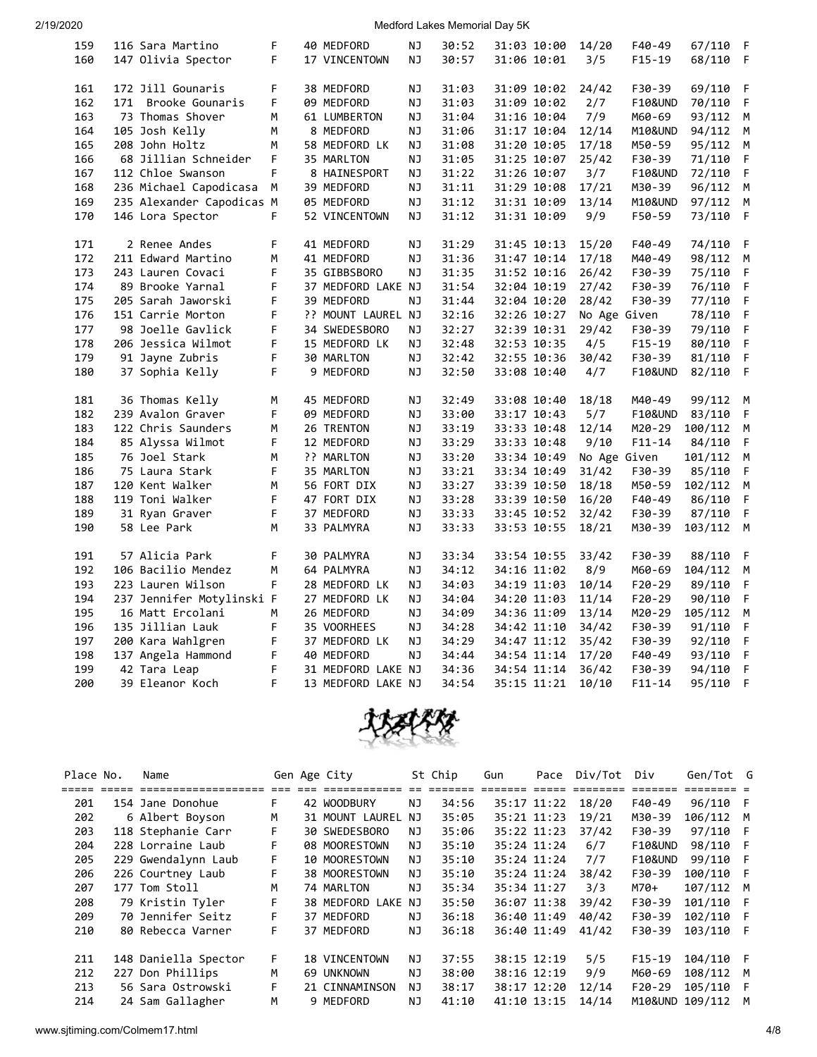| Place | No. | Name | Gen | Age | City | St | Chip | Gun | Pace | Div/Tot | Div | Gen/Tot | G |
|---|---|---|---|---|---|---|---|---|---|---|---|---|---|
| 159 | 116 | Sara Martino | F | 40 | MEDFORD | NJ | 30:52 | 31:03 | 10:00 | 14/20 | F40-49 | 67/110 | F |
| 160 | 147 | Olivia Spector | F | 17 | VINCENTOWN | NJ | 30:57 | 31:06 | 10:01 | 3/5 | F15-19 | 68/110 | F |
| 161 | 172 | Jill Gounaris | F | 38 | MEDFORD | NJ | 31:03 | 31:09 | 10:02 | 24/42 | F30-39 | 69/110 | F |
| 162 | 171 | Brooke Gounaris | F | 09 | MEDFORD | NJ | 31:03 | 31:09 | 10:02 | 2/7 | F10&UND | 70/110 | F |
| 163 | 73 | Thomas Shover | M | 61 | LUMBERTON | NJ | 31:04 | 31:16 | 10:04 | 7/9 | M60-69 | 93/112 | M |
| 164 | 105 | Josh Kelly | M | 8 | MEDFORD | NJ | 31:06 | 31:17 | 10:04 | 12/14 | M10&UND | 94/112 | M |
| 165 | 208 | John Holtz | M | 58 | MEDFORD LK | NJ | 31:08 | 31:20 | 10:05 | 17/18 | M50-59 | 95/112 | M |
| 166 | 68 | Jillian Schneider | F | 35 | MARLTON | NJ | 31:05 | 31:25 | 10:07 | 25/42 | F30-39 | 71/110 | F |
| 167 | 112 | Chloe Swanson | F | 8 | HAINESPORT | NJ | 31:22 | 31:26 | 10:07 | 3/7 | F10&UND | 72/110 | F |
| 168 | 236 | Michael Capodicasa | M | 39 | MEDFORD | NJ | 31:11 | 31:29 | 10:08 | 17/21 | M30-39 | 96/112 | M |
| 169 | 235 | Alexander Capodicas | M | 05 | MEDFORD | NJ | 31:12 | 31:31 | 10:09 | 13/14 | M10&UND | 97/112 | M |
| 170 | 146 | Lora Spector | F | 52 | VINCENTOWN | NJ | 31:12 | 31:31 | 10:09 | 9/9 | F50-59 | 73/110 | F |
| 171 | 2 | Renee Andes | F | 41 | MEDFORD | NJ | 31:29 | 31:45 | 10:13 | 15/20 | F40-49 | 74/110 | F |
| 172 | 211 | Edward Martino | M | 41 | MEDFORD | NJ | 31:36 | 31:47 | 10:14 | 17/18 | M40-49 | 98/112 | M |
| 173 | 243 | Lauren Covaci | F | 35 | GIBBSBORO | NJ | 31:35 | 31:52 | 10:16 | 26/42 | F30-39 | 75/110 | F |
| 174 | 89 | Brooke Yarnal | F | 37 | MEDFORD LAKE | NJ | 31:54 | 32:04 | 10:19 | 27/42 | F30-39 | 76/110 | F |
| 175 | 205 | Sarah Jaworski | F | 39 | MEDFORD | NJ | 31:44 | 32:04 | 10:20 | 28/42 | F30-39 | 77/110 | F |
| 176 | 151 | Carrie Morton | F | ?? | MOUNT LAUREL | NJ | 32:16 | 32:26 | 10:27 | No Age Given | | 78/110 | F |
| 177 | 98 | Joelle Gavlick | F | 34 | SWEDESBORO | NJ | 32:27 | 32:39 | 10:31 | 29/42 | F30-39 | 79/110 | F |
| 178 | 206 | Jessica Wilmot | F | 15 | MEDFORD LK | NJ | 32:48 | 32:53 | 10:35 | 4/5 | F15-19 | 80/110 | F |
| 179 | 91 | Jayne Zubris | F | 30 | MARLTON | NJ | 32:42 | 32:55 | 10:36 | 30/42 | F30-39 | 81/110 | F |
| 180 | 37 | Sophia Kelly | F | 9 | MEDFORD | NJ | 32:50 | 33:08 | 10:40 | 4/7 | F10&UND | 82/110 | F |
| 181 | 36 | Thomas Kelly | M | 45 | MEDFORD | NJ | 32:49 | 33:08 | 10:40 | 18/18 | M40-49 | 99/112 | M |
| 182 | 239 | Avalon Graver | F | 09 | MEDFORD | NJ | 33:00 | 33:17 | 10:43 | 5/7 | F10&UND | 83/110 | F |
| 183 | 122 | Chris Saunders | M | 26 | TRENTON | NJ | 33:19 | 33:33 | 10:48 | 12/14 | M20-29 | 100/112 | M |
| 184 | 85 | Alyssa Wilmot | F | 12 | MEDFORD | NJ | 33:29 | 33:33 | 10:48 | 9/10 | F11-14 | 84/110 | F |
| 185 | 76 | Joel Stark | M | ?? | MARLTON | NJ | 33:20 | 33:34 | 10:49 | No Age Given | | 101/112 | M |
| 186 | 75 | Laura Stark | F | 35 | MARLTON | NJ | 33:21 | 33:34 | 10:49 | 31/42 | F30-39 | 85/110 | F |
| 187 | 120 | Kent Walker | M | 56 | FORT DIX | NJ | 33:27 | 33:39 | 10:50 | 18/18 | M50-59 | 102/112 | M |
| 188 | 119 | Toni Walker | F | 47 | FORT DIX | NJ | 33:28 | 33:39 | 10:50 | 16/20 | F40-49 | 86/110 | F |
| 189 | 31 | Ryan Graver | F | 37 | MEDFORD | NJ | 33:33 | 33:45 | 10:52 | 32/42 | F30-39 | 87/110 | F |
| 190 | 58 | Lee Park | M | 33 | PALMYRA | NJ | 33:33 | 33:53 | 10:55 | 18/21 | M30-39 | 103/112 | M |
| 191 | 57 | Alicia Park | F | 30 | PALMYRA | NJ | 33:34 | 33:54 | 10:55 | 33/42 | F30-39 | 88/110 | F |
| 192 | 106 | Bacilio Mendez | M | 64 | PALMYRA | NJ | 34:12 | 34:16 | 11:02 | 8/9 | M60-69 | 104/112 | M |
| 193 | 223 | Lauren Wilson | F | 28 | MEDFORD LK | NJ | 34:03 | 34:19 | 11:03 | 10/14 | F20-29 | 89/110 | F |
| 194 | 237 | Jennifer Motylinski | F | 27 | MEDFORD LK | NJ | 34:04 | 34:20 | 11:03 | 11/14 | F20-29 | 90/110 | F |
| 195 | 16 | Matt Ercolani | M | 26 | MEDFORD | NJ | 34:09 | 34:36 | 11:09 | 13/14 | M20-29 | 105/112 | M |
| 196 | 135 | Jillian Lauk | F | 35 | VOORHEES | NJ | 34:28 | 34:42 | 11:10 | 34/42 | F30-39 | 91/110 | F |
| 197 | 200 | Kara Wahlgren | F | 37 | MEDFORD LK | NJ | 34:29 | 34:47 | 11:12 | 35/42 | F30-39 | 92/110 | F |
| 198 | 137 | Angela Hammond | F | 40 | MEDFORD | NJ | 34:44 | 34:54 | 11:14 | 17/20 | F40-49 | 93/110 | F |
| 199 | 42 | Tara Leap | F | 31 | MEDFORD LAKE | NJ | 34:36 | 34:54 | 11:14 | 36/42 | F30-39 | 94/110 | F |
| 200 | 39 | Eleanor Koch | F | 13 | MEDFORD LAKE | NJ | 34:54 | 35:15 | 11:21 | 10/10 | F11-14 | 95/110 | F |
| 201 | 154 | Jane Donohue | F | 42 | WOODBURY | NJ | 34:56 | 35:17 | 11:22 | 18/20 | F40-49 | 96/110 | F |
| 202 | 6 | Albert Boyson | M | 31 | MOUNT LAUREL | NJ | 35:05 | 35:21 | 11:23 | 19/21 | M30-39 | 106/112 | M |
| 203 | 118 | Stephanie Carr | F | 30 | SWEDESBORO | NJ | 35:06 | 35:22 | 11:23 | 37/42 | F30-39 | 97/110 | F |
| 204 | 228 | Lorraine Laub | F | 08 | MOORESTOWN | NJ | 35:10 | 35:24 | 11:24 | 6/7 | F10&UND | 98/110 | F |
| 205 | 229 | Gwendalynn Laub | F | 10 | MOORESTOWN | NJ | 35:10 | 35:24 | 11:24 | 7/7 | F10&UND | 99/110 | F |
| 206 | 226 | Courtney Laub | F | 38 | MOORESTOWN | NJ | 35:10 | 35:24 | 11:24 | 38/42 | F30-39 | 100/110 | F |
| 207 | 177 | Tom Stoll | M | 74 | MARLTON | NJ | 35:34 | 35:34 | 11:27 | 3/3 | M70+ | 107/112 | M |
| 208 | 79 | Kristin Tyler | F | 38 | MEDFORD LAKE | NJ | 35:50 | 36:07 | 11:38 | 39/42 | F30-39 | 101/110 | F |
| 209 | 70 | Jennifer Seitz | F | 37 | MEDFORD | NJ | 36:18 | 36:40 | 11:49 | 40/42 | F30-39 | 102/110 | F |
| 210 | 80 | Rebecca Varner | F | 37 | MEDFORD | NJ | 36:18 | 36:40 | 11:49 | 41/42 | F30-39 | 103/110 | F |
| 211 | 148 | Daniella Spector | F | 18 | VINCENTOWN | NJ | 37:55 | 38:15 | 12:19 | 5/5 | F15-19 | 104/110 | F |
| 212 | 227 | Don Phillips | M | 69 | UNKNOWN | NJ | 38:00 | 38:16 | 12:19 | 9/9 | M60-69 | 108/112 | M |
| 213 | 56 | Sara Ostrowski | F | 21 | CINNAMINSON | NJ | 38:17 | 38:17 | 12:20 | 12/14 | F20-29 | 105/110 | F |
| 214 | 24 | Sam Gallagher | M | 9 | MEDFORD | NJ | 41:10 | 41:10 | 13:15 | 14/14 | M10&UND | 109/112 | M |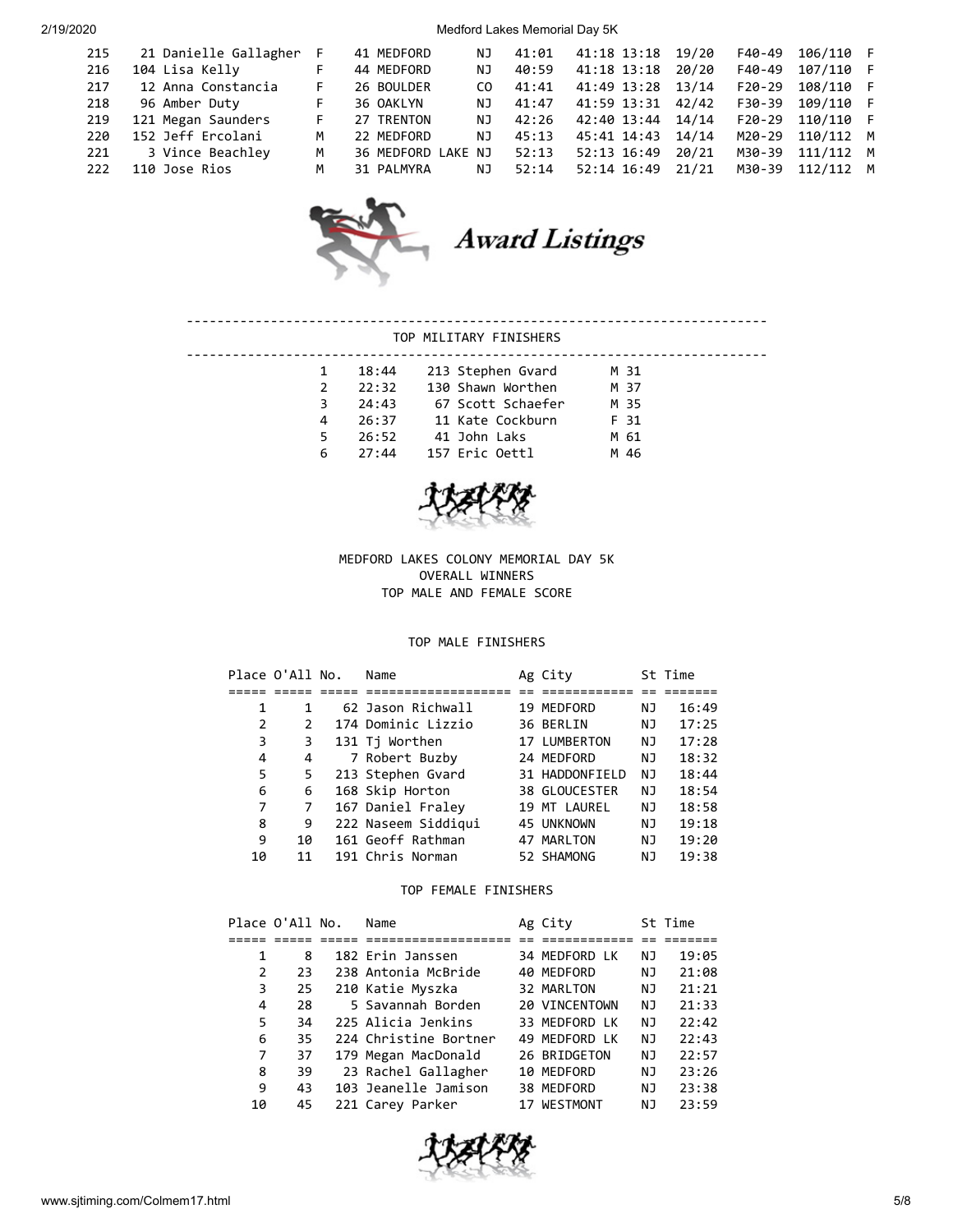| | | | | | | | | | | | |
|---|---|---|---|---|---|---|---|---|---|---|---|
| 215 | 21 Danielle Gallagher | F | 41 MEDFORD | NJ | 41:01 | 41:18 | 13:18 | 19/20 | F40-49 | 106/110 | F |
| 216 | 104 Lisa Kelly | F | 44 MEDFORD | NJ | 40:59 | 41:18 | 13:18 | 20/20 | F40-49 | 107/110 | F |
| 217 | 12 Anna Constancia | F | 26 BOULDER | CO | 41:41 | 41:49 | 13:28 | 13/14 | F20-29 | 108/110 | F |
| 218 | 96 Amber Duty | F | 36 OAKLYN | NJ | 41:47 | 41:59 | 13:31 | 42/42 | F30-39 | 109/110 | F |
| 219 | 121 Megan Saunders | F | 27 TRENTON | NJ | 42:26 | 42:40 | 13:44 | 14/14 | F20-29 | 110/110 | F |
| 220 | 152 Jeff Ercolani | M | 22 MEDFORD | NJ | 45:13 | 45:41 | 14:43 | 14/14 | M20-29 | 110/112 | M |
| 221 | 3 Vince Beachley | M | 36 MEDFORD LAKE | NJ | 52:13 | 52:13 | 16:49 | 20/21 | M30-39 | 111/112 | M |
| 222 | 110 Jose Rios | M | 31 PALMYRA | NJ | 52:14 | 52:14 | 16:49 | 21/21 | M30-39 | 112/112 | M |

## Award Listings

### TOP MILITARY FINISHERS

| | | | |
|---|---|---|---|
| 1 | 18:44 | 213 Stephen Gvard | M 31 |
| 2 | 22:32 | 130 Shawn Worthen | M 37 |
| 3 | 24:43 | 67 Scott Schaefer | M 35 |
| 4 | 26:37 | 11 Kate Cockburn | F 31 |
| 5 | 26:52 | 41 John Laks | M 61 |
| 6 | 27:44 | 157 Eric Oettl | M 46 |

MEDFORD LAKES COLONY MEMORIAL DAY 5K
OVERALL WINNERS
TOP MALE AND FEMALE SCORE

### TOP MALE FINISHERS

| Place | O'All | No. | Name | Ag | City | St | Time |
|---|---|---|---|---|---|---|---|
| 1 | 1 | 62 | Jason Richwall | 19 | MEDFORD | NJ | 16:49 |
| 2 | 2 | 174 | Dominic Lizzio | 36 | BERLIN | NJ | 17:25 |
| 3 | 3 | 131 | Tj Worthen | 17 | LUMBERTON | NJ | 17:28 |
| 4 | 4 | 7 | Robert Buzby | 24 | MEDFORD | NJ | 18:32 |
| 5 | 5 | 213 | Stephen Gvard | 31 | HADDONFIELD | NJ | 18:44 |
| 6 | 6 | 168 | Skip Horton | 38 | GLOUCESTER | NJ | 18:54 |
| 7 | 7 | 167 | Daniel Fraley | 19 | MT LAUREL | NJ | 18:58 |
| 8 | 9 | 222 | Naseem Siddiqui | 45 | UNKNOWN | NJ | 19:18 |
| 9 | 10 | 161 | Geoff Rathman | 47 | MARLTON | NJ | 19:20 |
| 10 | 11 | 191 | Chris Norman | 52 | SHAMONG | NJ | 19:38 |

### TOP FEMALE FINISHERS

| Place | O'All | No. | Name | Ag | City | St | Time |
|---|---|---|---|---|---|---|---|
| 1 | 8 | 182 | Erin Janssen | 34 | MEDFORD LK | NJ | 19:05 |
| 2 | 23 | 238 | Antonia McBride | 40 | MEDFORD | NJ | 21:08 |
| 3 | 25 | 210 | Katie Myszka | 32 | MARLTON | NJ | 21:21 |
| 4 | 28 | 5 | Savannah Borden | 20 | VINCENTOWN | NJ | 21:33 |
| 5 | 34 | 225 | Alicia Jenkins | 33 | MEDFORD LK | NJ | 22:42 |
| 6 | 35 | 224 | Christine Bortner | 49 | MEDFORD LK | NJ | 22:43 |
| 7 | 37 | 179 | Megan MacDonald | 26 | BRIDGETON | NJ | 22:57 |
| 8 | 39 | 23 | Rachel Gallagher | 10 | MEDFORD | NJ | 23:26 |
| 9 | 43 | 103 | Jeanelle Jamison | 38 | MEDFORD | NJ | 23:38 |
| 10 | 45 | 221 | Carey Parker | 17 | WESTMONT | NJ | 23:59 |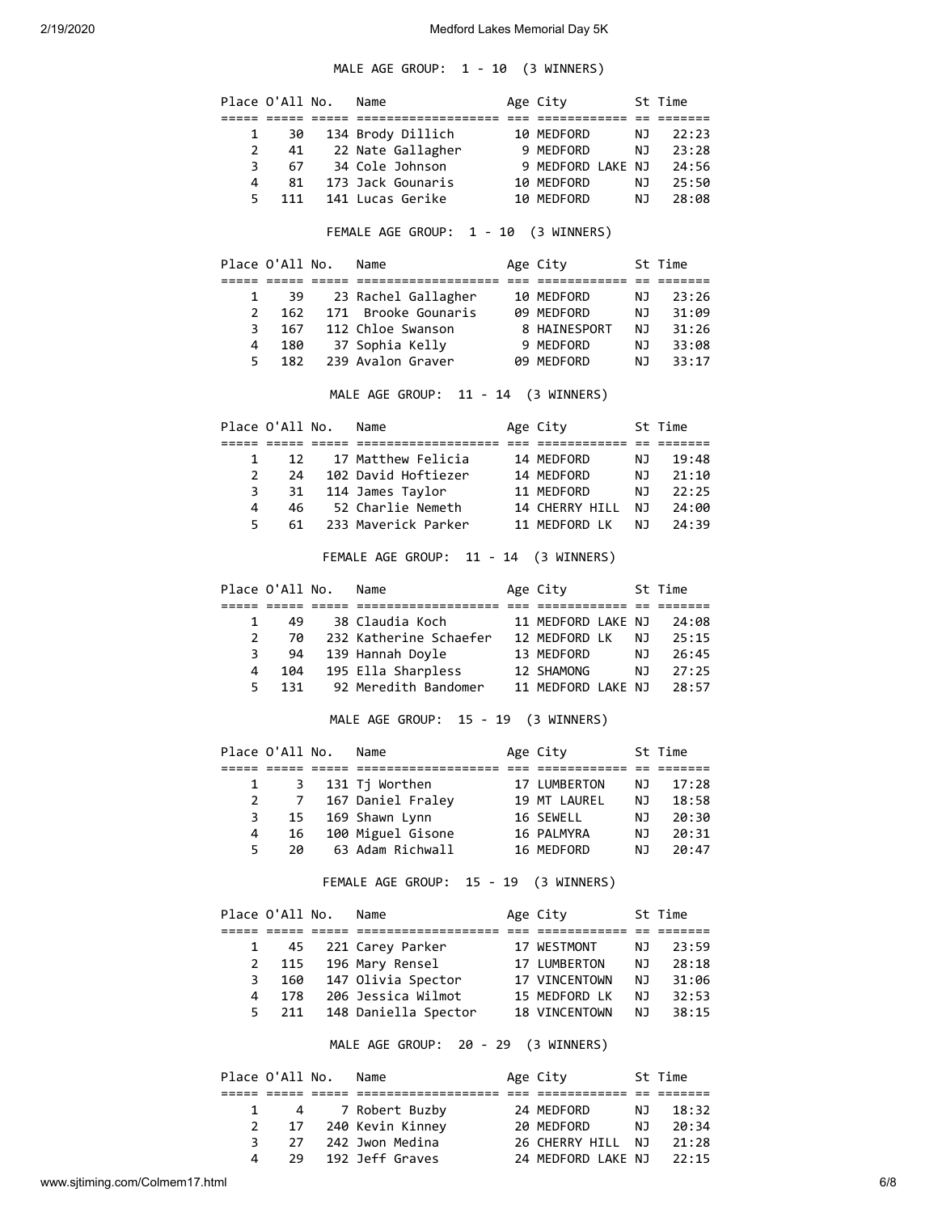### MALE AGE GROUP: 1 - 10 (3 WINNERS)

| Place | O'All | No. | Name | Age | City | St | Time |
|---|---|---|---|---|---|---|---|
| 1 | 30 | 134 | Brody Dillich | 10 | MEDFORD | NJ | 22:23 |
| 2 | 41 | 22 | Nate Gallagher | 9 | MEDFORD | NJ | 23:28 |
| 3 | 67 | 34 | Cole Johnson | 9 | MEDFORD LAKE | NJ | 24:56 |
| 4 | 81 | 173 | Jack Gounaris | 10 | MEDFORD | NJ | 25:50 |
| 5 | 111 | 141 | Lucas Gerike | 10 | MEDFORD | NJ | 28:08 |

### FEMALE AGE GROUP: 1 - 10 (3 WINNERS)

| Place | O'All | No. | Name | Age | City | St | Time |
|---|---|---|---|---|---|---|---|
| 1 | 39 | 23 | Rachel Gallagher | 10 | MEDFORD | NJ | 23:26 |
| 2 | 162 | 171 | Brooke Gounaris | 09 | MEDFORD | NJ | 31:09 |
| 3 | 167 | 112 | Chloe Swanson | 8 | HAINESPORT | NJ | 31:26 |
| 4 | 180 | 37 | Sophia Kelly | 9 | MEDFORD | NJ | 33:08 |
| 5 | 182 | 239 | Avalon Graver | 09 | MEDFORD | NJ | 33:17 |

### MALE AGE GROUP: 11 - 14 (3 WINNERS)

| Place | O'All | No. | Name | Age | City | St | Time |
|---|---|---|---|---|---|---|---|
| 1 | 12 | 17 | Matthew Felicia | 14 | MEDFORD | NJ | 19:48 |
| 2 | 24 | 102 | David Hoftiezer | 14 | MEDFORD | NJ | 21:10 |
| 3 | 31 | 114 | James Taylor | 11 | MEDFORD | NJ | 22:25 |
| 4 | 46 | 52 | Charlie Nemeth | 14 | CHERRY HILL | NJ | 24:00 |
| 5 | 61 | 233 | Maverick Parker | 11 | MEDFORD LK | NJ | 24:39 |

### FEMALE AGE GROUP: 11 - 14 (3 WINNERS)

| Place | O'All | No. | Name | Age | City | St | Time |
|---|---|---|---|---|---|---|---|
| 1 | 49 | 38 | Claudia Koch | 11 | MEDFORD LAKE | NJ | 24:08 |
| 2 | 70 | 232 | Katherine Schaefer | 12 | MEDFORD LK | NJ | 25:15 |
| 3 | 94 | 139 | Hannah Doyle | 13 | MEDFORD | NJ | 26:45 |
| 4 | 104 | 195 | Ella Sharpless | 12 | SHAMONG | NJ | 27:25 |
| 5 | 131 | 92 | Meredith Bandomer | 11 | MEDFORD LAKE | NJ | 28:57 |

### MALE AGE GROUP: 15 - 19 (3 WINNERS)

| Place | O'All | No. | Name | Age | City | St | Time |
|---|---|---|---|---|---|---|---|
| 1 | 3 | 131 | Tj Worthen | 17 | LUMBERTON | NJ | 17:28 |
| 2 | 7 | 167 | Daniel Fraley | 19 | MT LAUREL | NJ | 18:58 |
| 3 | 15 | 169 | Shawn Lynn | 16 | SEWELL | NJ | 20:30 |
| 4 | 16 | 100 | Miguel Gisone | 16 | PALMYRA | NJ | 20:31 |
| 5 | 20 | 63 | Adam Richwall | 16 | MEDFORD | NJ | 20:47 |

### FEMALE AGE GROUP: 15 - 19 (3 WINNERS)

| Place | O'All | No. | Name | Age | City | St | Time |
|---|---|---|---|---|---|---|---|
| 1 | 45 | 221 | Carey Parker | 17 | WESTMONT | NJ | 23:59 |
| 2 | 115 | 196 | Mary Rensel | 17 | LUMBERTON | NJ | 28:18 |
| 3 | 160 | 147 | Olivia Spector | 17 | VINCENTOWN | NJ | 31:06 |
| 4 | 178 | 206 | Jessica Wilmot | 15 | MEDFORD LK | NJ | 32:53 |
| 5 | 211 | 148 | Daniella Spector | 18 | VINCENTOWN | NJ | 38:15 |

### MALE AGE GROUP: 20 - 29 (3 WINNERS)

| Place | O'All | No. | Name | Age | City | St | Time |
|---|---|---|---|---|---|---|---|
| 1 | 4 | 7 | Robert Buzby | 24 | MEDFORD | NJ | 18:32 |
| 2 | 17 | 240 | Kevin Kinney | 20 | MEDFORD | NJ | 20:34 |
| 3 | 27 | 242 | Jwon Medina | 26 | CHERRY HILL | NJ | 21:28 |
| 4 | 29 | 192 | Jeff Graves | 24 | MEDFORD LAKE | NJ | 22:15 |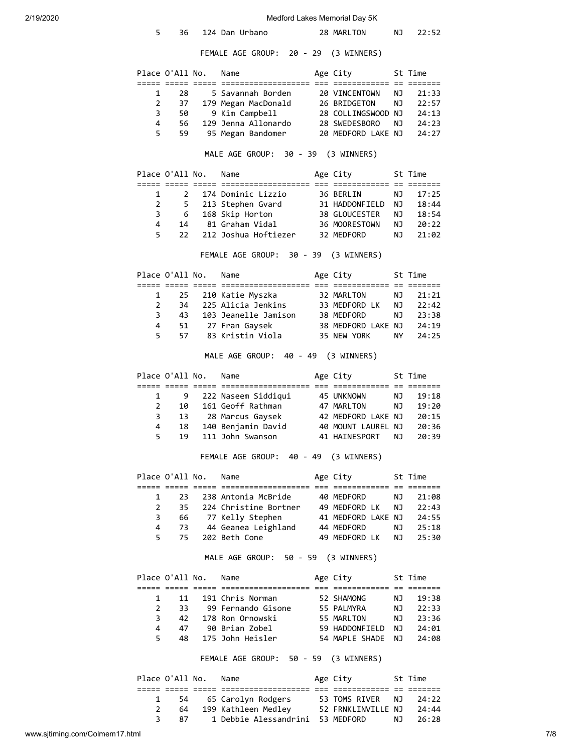| Place | O'All | No. | Name | Age | City | St | Time |
|---|---|---|---|---|---|---|---|
| 5 | 36 | 124 | Dan Urbano | 28 | MARLTON | NJ | 22:52 |

FEMALE AGE GROUP: 20 - 29 (3 WINNERS)

| Place | O'All | No. | Name | Age | City | St | Time |
|---|---|---|---|---|---|---|---|
| 1 | 28 | 5 | Savannah Borden | 20 | VINCENTOWN | NJ | 21:33 |
| 2 | 37 | 179 | Megan MacDonald | 26 | BRIDGETON | NJ | 22:57 |
| 3 | 50 | 9 | Kim Campbell | 28 | COLLINGSWOOD | NJ | 24:13 |
| 4 | 56 | 129 | Jenna Allonardo | 28 | SWEDESBORO | NJ | 24:23 |
| 5 | 59 | 95 | Megan Bandomer | 20 | MEDFORD LAKE | NJ | 24:27 |

MALE AGE GROUP: 30 - 39 (3 WINNERS)

| Place | O'All | No. | Name | Age | City | St | Time |
|---|---|---|---|---|---|---|---|
| 1 | 2 | 174 | Dominic Lizzio | 36 | BERLIN | NJ | 17:25 |
| 2 | 5 | 213 | Stephen Gvard | 31 | HADDONFIELD | NJ | 18:44 |
| 3 | 6 | 168 | Skip Horton | 38 | GLOUCESTER | NJ | 18:54 |
| 4 | 14 | 81 | Graham Vidal | 36 | MOORESTOWN | NJ | 20:22 |
| 5 | 22 | 212 | Joshua Hoftiezer | 32 | MEDFORD | NJ | 21:02 |

FEMALE AGE GROUP: 30 - 39 (3 WINNERS)

| Place | O'All | No. | Name | Age | City | St | Time |
|---|---|---|---|---|---|---|---|
| 1 | 25 | 210 | Katie Myszka | 32 | MARLTON | NJ | 21:21 |
| 2 | 34 | 225 | Alicia Jenkins | 33 | MEDFORD LK | NJ | 22:42 |
| 3 | 43 | 103 | Jeanelle Jamison | 38 | MEDFORD | NJ | 23:38 |
| 4 | 51 | 27 | Fran Gaysek | 38 | MEDFORD LAKE | NJ | 24:19 |
| 5 | 57 | 83 | Kristin Viola | 35 | NEW YORK | NY | 24:25 |

MALE AGE GROUP: 40 - 49 (3 WINNERS)

| Place | O'All | No. | Name | Age | City | St | Time |
|---|---|---|---|---|---|---|---|
| 1 | 9 | 222 | Naseem Siddiqui | 45 | UNKNOWN | NJ | 19:18 |
| 2 | 10 | 161 | Geoff Rathman | 47 | MARLTON | NJ | 19:20 |
| 3 | 13 | 28 | Marcus Gaysek | 42 | MEDFORD LAKE | NJ | 20:15 |
| 4 | 18 | 140 | Benjamin David | 40 | MOUNT LAUREL | NJ | 20:36 |
| 5 | 19 | 111 | John Swanson | 41 | HAINESPORT | NJ | 20:39 |

FEMALE AGE GROUP: 40 - 49 (3 WINNERS)

| Place | O'All | No. | Name | Age | City | St | Time |
|---|---|---|---|---|---|---|---|
| 1 | 23 | 238 | Antonia McBride | 40 | MEDFORD | NJ | 21:08 |
| 2 | 35 | 224 | Christine Bortner | 49 | MEDFORD LK | NJ | 22:43 |
| 3 | 66 | 77 | Kelly Stephen | 41 | MEDFORD LAKE | NJ | 24:55 |
| 4 | 73 | 44 | Geanea Leighland | 44 | MEDFORD | NJ | 25:18 |
| 5 | 75 | 202 | Beth Cone | 49 | MEDFORD LK | NJ | 25:30 |

MALE AGE GROUP: 50 - 59 (3 WINNERS)

| Place | O'All | No. | Name | Age | City | St | Time |
|---|---|---|---|---|---|---|---|
| 1 | 11 | 191 | Chris Norman | 52 | SHAMONG | NJ | 19:38 |
| 2 | 33 | 99 | Fernando Gisone | 55 | PALMYRA | NJ | 22:33 |
| 3 | 42 | 178 | Ron Ornowski | 55 | MARLTON | NJ | 23:36 |
| 4 | 47 | 90 | Brian Zobel | 59 | HADDONFIELD | NJ | 24:01 |
| 5 | 48 | 175 | John Heisler | 54 | MAPLE SHADE | NJ | 24:08 |

FEMALE AGE GROUP: 50 - 59 (3 WINNERS)

| Place | O'All | No. | Name | Age | City | St | Time |
|---|---|---|---|---|---|---|---|
| 1 | 54 | 65 | Carolyn Rodgers | 53 | TOMS RIVER | NJ | 24:22 |
| 2 | 64 | 199 | Kathleen Medley | 52 | FRNKLINVILLE | NJ | 24:44 |
| 3 | 87 | 1 | Debbie Alessandrini | 53 | MEDFORD | NJ | 26:28 |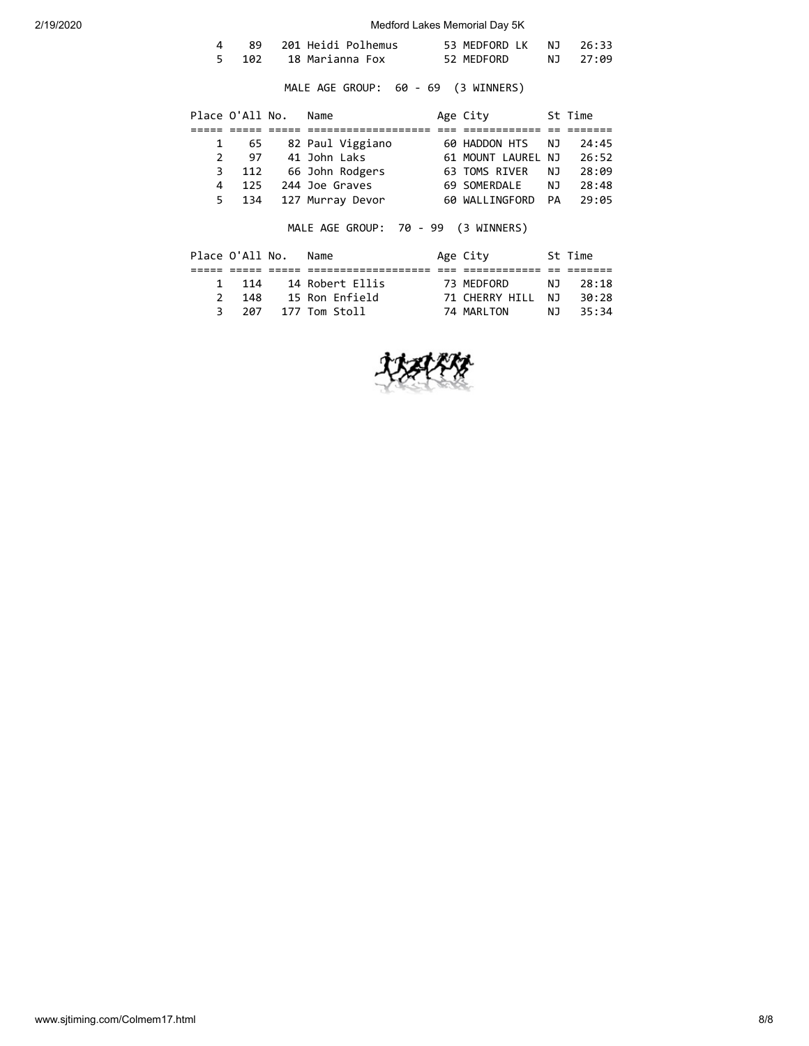| | | | | | | | |
|---|---|---|---|---|---|---|---|
| 4 | 89 | 201 | Heidi Polhemus | 53 | MEDFORD LK | NJ | 26:33 |
| 5 | 102 | 18 | Marianna Fox | 52 | MEDFORD | NJ | 27:09 |

MALE AGE GROUP: 60 - 69 (3 WINNERS)

| Place | O'All | No. | Name | Age | City | St | Time |
|---|---|---|---|---|---|---|---|
| 1 | 65 | 82 | Paul Viggiano | 60 | HADDON HTS | NJ | 24:45 |
| 2 | 97 | 41 | John Laks | 61 | MOUNT LAUREL | NJ | 26:52 |
| 3 | 112 | 66 | John Rodgers | 63 | TOMS RIVER | NJ | 28:09 |
| 4 | 125 | 244 | Joe Graves | 69 | SOMERDALE | NJ | 28:48 |
| 5 | 134 | 127 | Murray Devor | 60 | WALLINGFORD | PA | 29:05 |

MALE AGE GROUP: 70 - 99 (3 WINNERS)

| Place | O'All | No. | Name | Age | City | St | Time |
|---|---|---|---|---|---|---|---|
| 1 | 114 | 14 | Robert Ellis | 73 | MEDFORD | NJ | 28:18 |
| 2 | 148 | 15 | Ron Enfield | 71 | CHERRY HILL | NJ | 30:28 |
| 3 | 207 | 177 | Tom Stoll | 74 | MARLTON | NJ | 35:34 |